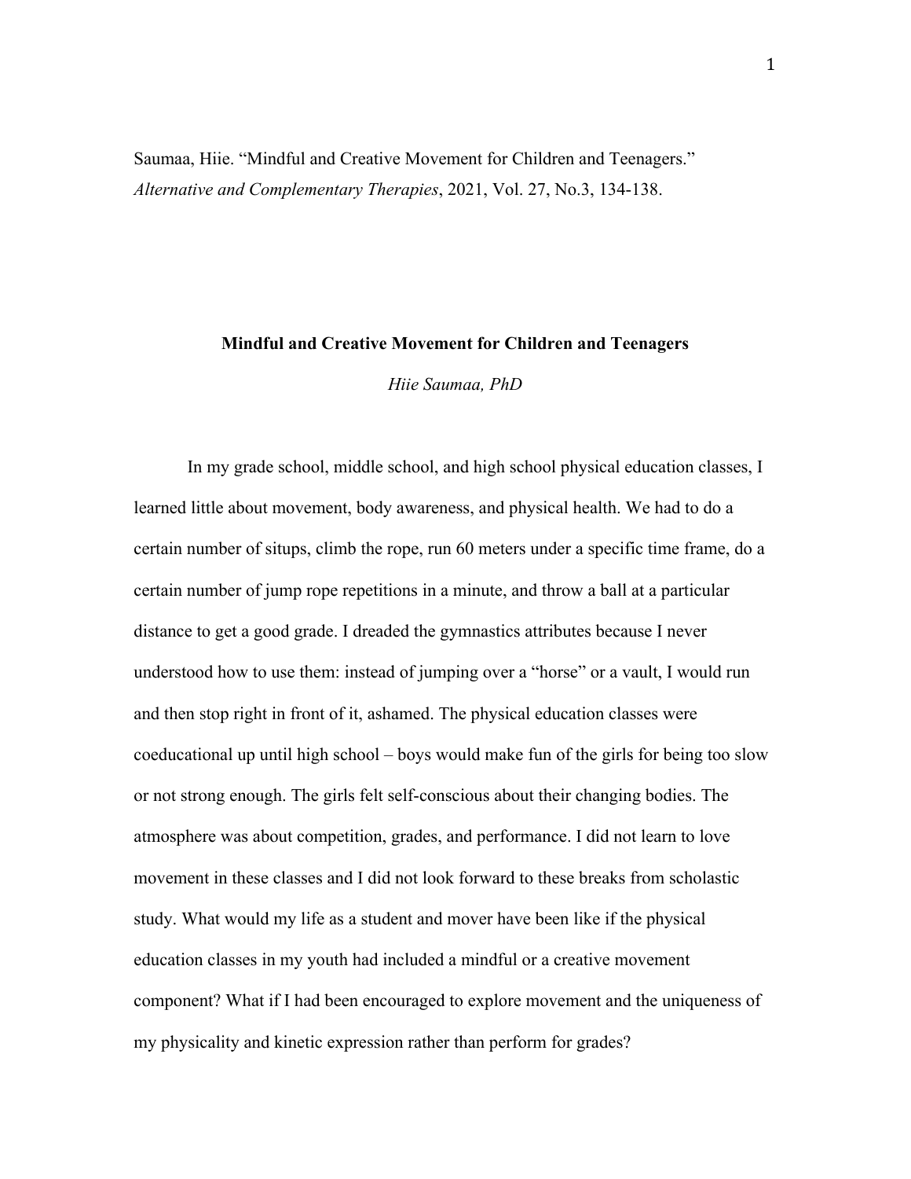Saumaa, Hiie. "Mindful and Creative Movement for Children and Teenagers." *Alternative and Complementary Therapies*, 2021, Vol. 27, No.3, 134-138.

# Mindful and Creative Movement for Children and Teenagers

*Hiie Saumaa, PhD*

In my grade school, middle school, and high school physical education classes, I learned little about movement, body awareness, and physical health. We had to do a certain number of situps, climb the rope, run 60 meters under a specific time frame, do a certain number of jump rope repetitions in a minute, and throw a ball at a particular distance to get a good grade. I dreaded the gymnastics attributes because I never understood how to use them: instead of jumping over a "horse" or a vault, I would run and then stop right in front of it, ashamed. The physical education classes were coeducational up until high school – boys would make fun of the girls for being too slow or not strong enough. The girls felt self-conscious about their changing bodies. The atmosphere was about competition, grades, and performance. I did not learn to love movement in these classes and I did not look forward to these breaks from scholastic study. What would my life as a student and mover have been like if the physical education classes in my youth had included a mindful or a creative movement component? What if I had been encouraged to explore movement and the uniqueness of my physicality and kinetic expression rather than perform for grades?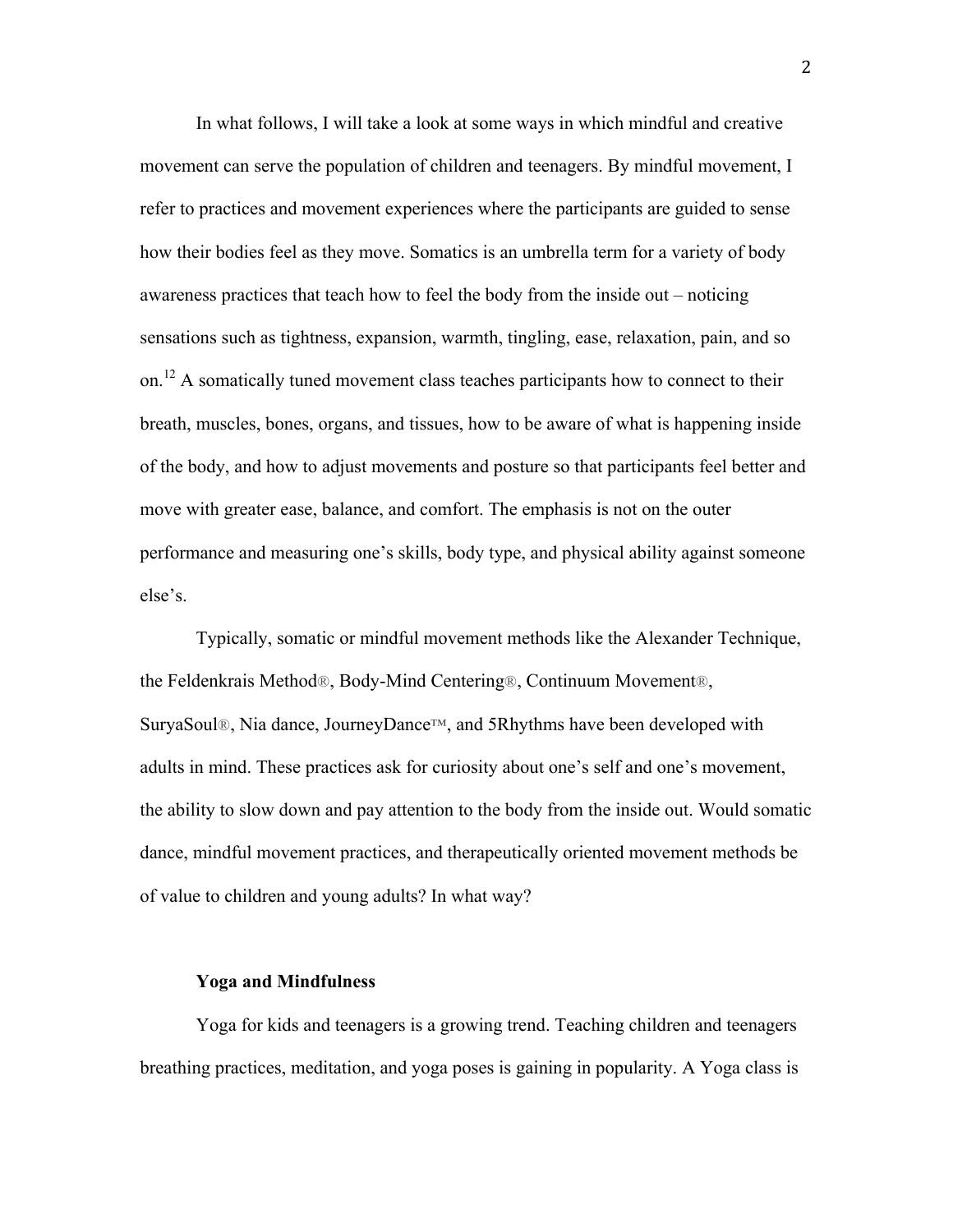In what follows, I will take a look at some ways in which mindful and creative movement can serve the population of children and teenagers. By mindful movement, I refer to practices and movement experiences where the participants are guided to sense how their bodies feel as they move. Somatics is an umbrella term for a variety of body awareness practices that teach how to feel the body from the inside out – noticing sensations such as tightness, expansion, warmth, tingling, ease, relaxation, pain, and so on.[12] A somatically tuned movement class teaches participants how to connect to their breath, muscles, bones, organs, and tissues, how to be aware of what is happening inside of the body, and how to adjust movements and posture so that participants feel better and move with greater ease, balance, and comfort. The emphasis is not on the outer performance and measuring one's skills, body type, and physical ability against someone else's.

Typically, somatic or mindful movement methods like the Alexander Technique, the Feldenkrais Method®, Body-Mind Centering®, Continuum Movement®, SuryaSoul®, Nia dance, JourneyDance™, and 5Rhythms have been developed with adults in mind. These practices ask for curiosity about one's self and one's movement, the ability to slow down and pay attention to the body from the inside out. Would somatic dance, mindful movement practices, and therapeutically oriented movement methods be of value to children and young adults? In what way?

**Yoga and Mindfulness**

Yoga for kids and teenagers is a growing trend. Teaching children and teenagers breathing practices, meditation, and yoga poses is gaining in popularity. A Yoga class is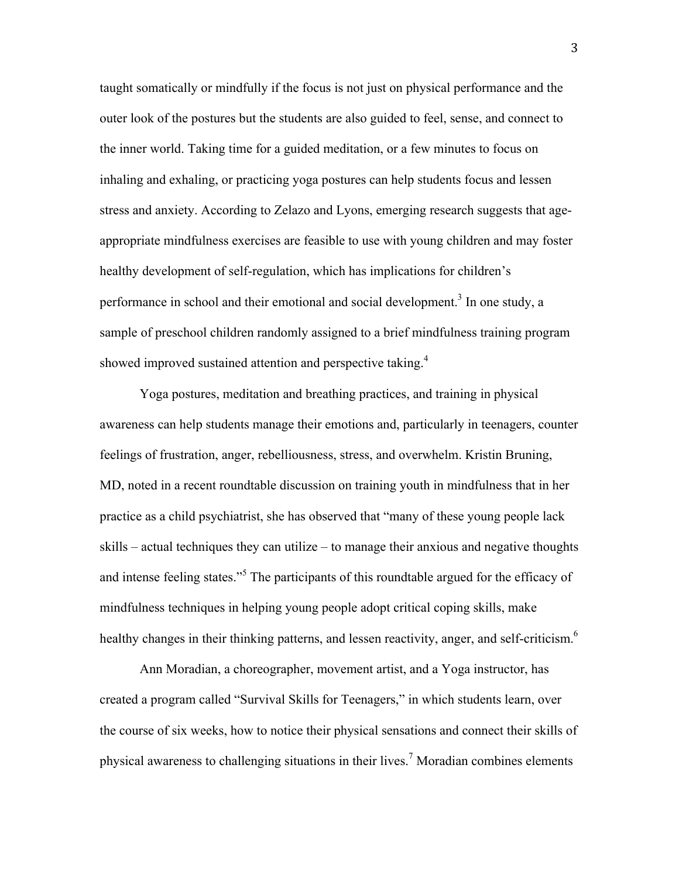taught somatically or mindfully if the focus is not just on physical performance and the outer look of the postures but the students are also guided to feel, sense, and connect to the inner world. Taking time for a guided meditation, or a few minutes to focus on inhaling and exhaling, or practicing yoga postures can help students focus and lessen stress and anxiety. According to Zelazo and Lyons, emerging research suggests that age-appropriate mindfulness exercises are feasible to use with young children and may foster healthy development of self-regulation, which has implications for children's performance in school and their emotional and social development.[3] In one study, a sample of preschool children randomly assigned to a brief mindfulness training program showed improved sustained attention and perspective taking.[4]

Yoga postures, meditation and breathing practices, and training in physical awareness can help students manage their emotions and, particularly in teenagers, counter feelings of frustration, anger, rebelliousness, stress, and overwhelm. Kristin Bruning, MD, noted in a recent roundtable discussion on training youth in mindfulness that in her practice as a child psychiatrist, she has observed that "many of these young people lack skills – actual techniques they can utilize – to manage their anxious and negative thoughts and intense feeling states."[5] The participants of this roundtable argued for the efficacy of mindfulness techniques in helping young people adopt critical coping skills, make healthy changes in their thinking patterns, and lessen reactivity, anger, and self-criticism.[6]

Ann Moradian, a choreographer, movement artist, and a Yoga instructor, has created a program called "Survival Skills for Teenagers," in which students learn, over the course of six weeks, how to notice their physical sensations and connect their skills of physical awareness to challenging situations in their lives.[7] Moradian combines elements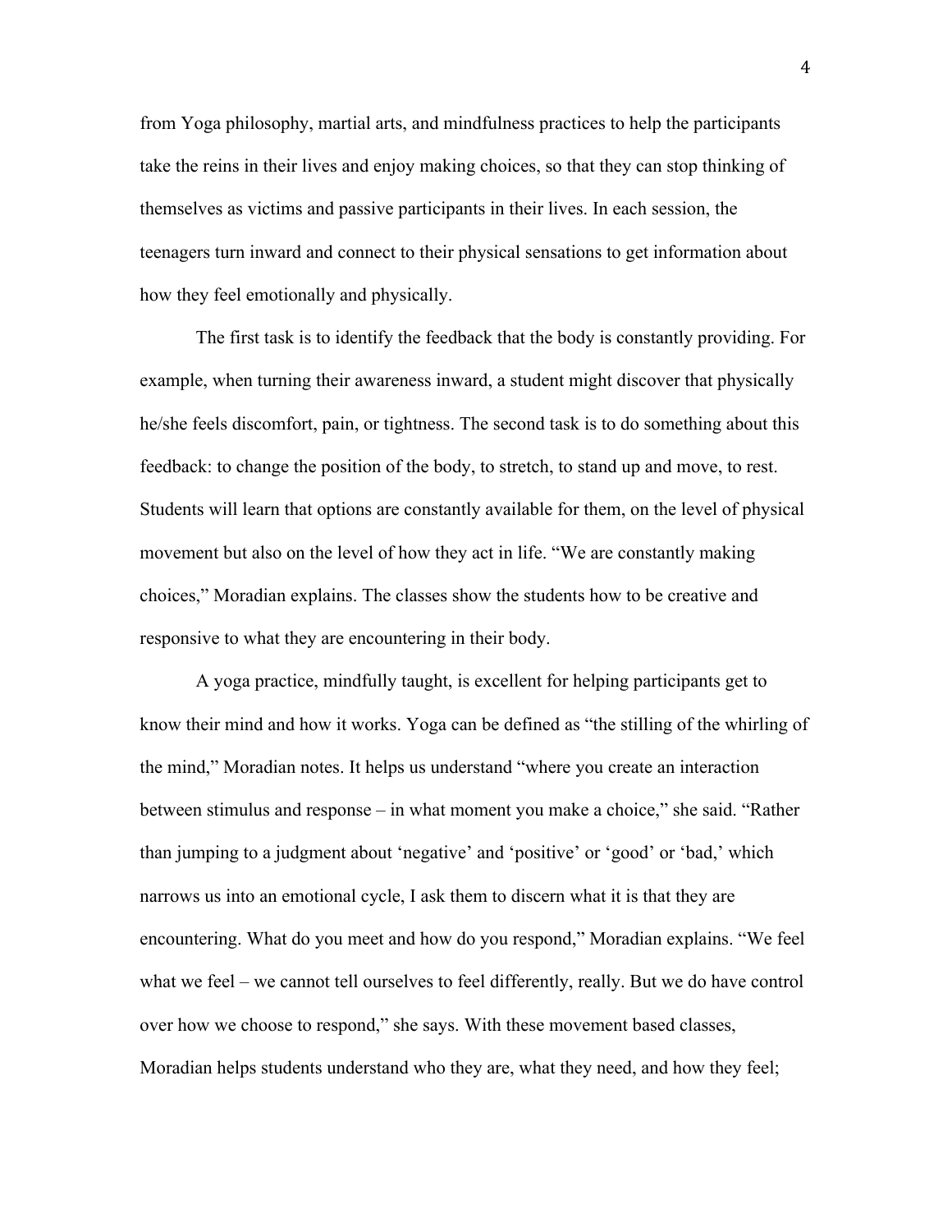from Yoga philosophy, martial arts, and mindfulness practices to help the participants take the reins in their lives and enjoy making choices, so that they can stop thinking of themselves as victims and passive participants in their lives. In each session, the teenagers turn inward and connect to their physical sensations to get information about how they feel emotionally and physically.

The first task is to identify the feedback that the body is constantly providing. For example, when turning their awareness inward, a student might discover that physically he/she feels discomfort, pain, or tightness. The second task is to do something about this feedback: to change the position of the body, to stretch, to stand up and move, to rest. Students will learn that options are constantly available for them, on the level of physical movement but also on the level of how they act in life. "We are constantly making choices," Moradian explains. The classes show the students how to be creative and responsive to what they are encountering in their body.

A yoga practice, mindfully taught, is excellent for helping participants get to know their mind and how it works. Yoga can be defined as "the stilling of the whirling of the mind," Moradian notes. It helps us understand "where you create an interaction between stimulus and response – in what moment you make a choice," she said. "Rather than jumping to a judgment about 'negative' and 'positive' or 'good' or 'bad,' which narrows us into an emotional cycle, I ask them to discern what it is that they are encountering. What do you meet and how do you respond," Moradian explains. "We feel what we feel – we cannot tell ourselves to feel differently, really. But we do have control over how we choose to respond," she says. With these movement based classes, Moradian helps students understand who they are, what they need, and how they feel;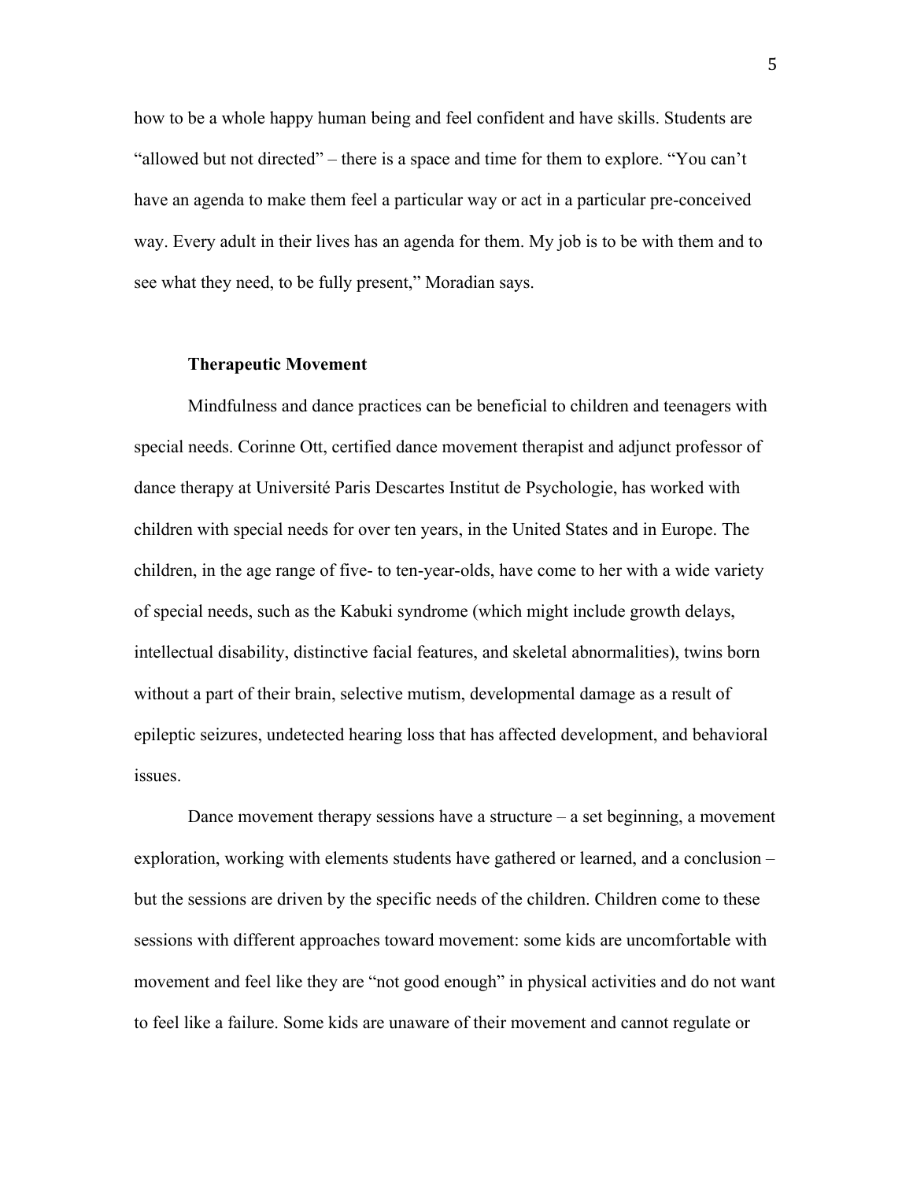how to be a whole happy human being and feel confident and have skills. Students are "allowed but not directed" – there is a space and time for them to explore. "You can't have an agenda to make them feel a particular way or act in a particular pre-conceived way. Every adult in their lives has an agenda for them. My job is to be with them and to see what they need, to be fully present," Moradian says.

### Therapeutic Movement

Mindfulness and dance practices can be beneficial to children and teenagers with special needs. Corinne Ott, certified dance movement therapist and adjunct professor of dance therapy at Université Paris Descartes Institut de Psychologie, has worked with children with special needs for over ten years, in the United States and in Europe. The children, in the age range of five- to ten-year-olds, have come to her with a wide variety of special needs, such as the Kabuki syndrome (which might include growth delays, intellectual disability, distinctive facial features, and skeletal abnormalities), twins born without a part of their brain, selective mutism, developmental damage as a result of epileptic seizures, undetected hearing loss that has affected development, and behavioral issues.

Dance movement therapy sessions have a structure – a set beginning, a movement exploration, working with elements students have gathered or learned, and a conclusion – but the sessions are driven by the specific needs of the children. Children come to these sessions with different approaches toward movement: some kids are uncomfortable with movement and feel like they are "not good enough" in physical activities and do not want to feel like a failure. Some kids are unaware of their movement and cannot regulate or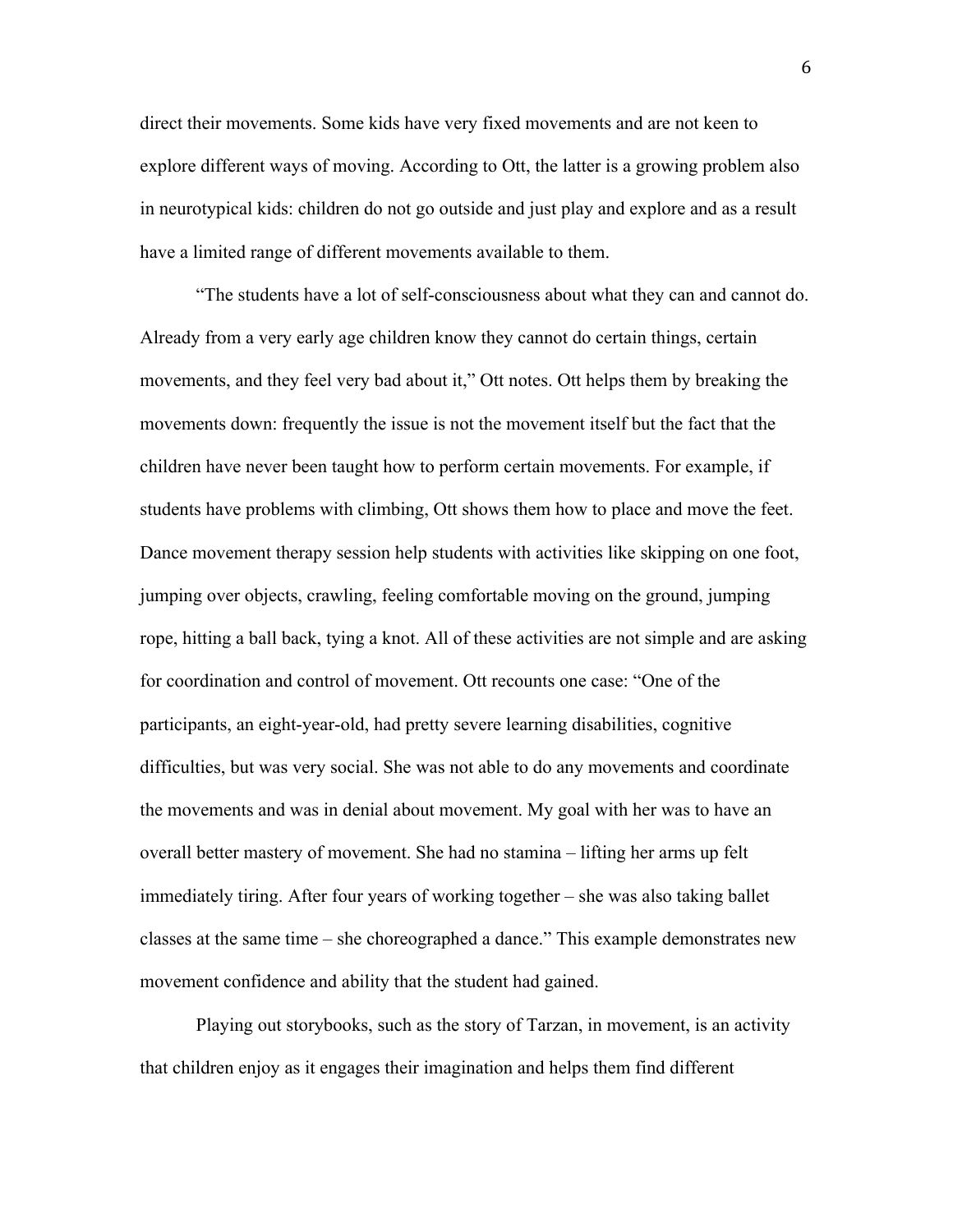direct their movements. Some kids have very fixed movements and are not keen to explore different ways of moving. According to Ott, the latter is a growing problem also in neurotypical kids: children do not go outside and just play and explore and as a result have a limited range of different movements available to them.

"The students have a lot of self-consciousness about what they can and cannot do. Already from a very early age children know they cannot do certain things, certain movements, and they feel very bad about it," Ott notes. Ott helps them by breaking the movements down: frequently the issue is not the movement itself but the fact that the children have never been taught how to perform certain movements. For example, if students have problems with climbing, Ott shows them how to place and move the feet. Dance movement therapy session help students with activities like skipping on one foot, jumping over objects, crawling, feeling comfortable moving on the ground, jumping rope, hitting a ball back, tying a knot. All of these activities are not simple and are asking for coordination and control of movement. Ott recounts one case: "One of the participants, an eight-year-old, had pretty severe learning disabilities, cognitive difficulties, but was very social. She was not able to do any movements and coordinate the movements and was in denial about movement. My goal with her was to have an overall better mastery of movement. She had no stamina – lifting her arms up felt immediately tiring. After four years of working together – she was also taking ballet classes at the same time – she choreographed a dance." This example demonstrates new movement confidence and ability that the student had gained.

Playing out storybooks, such as the story of Tarzan, in movement, is an activity that children enjoy as it engages their imagination and helps them find different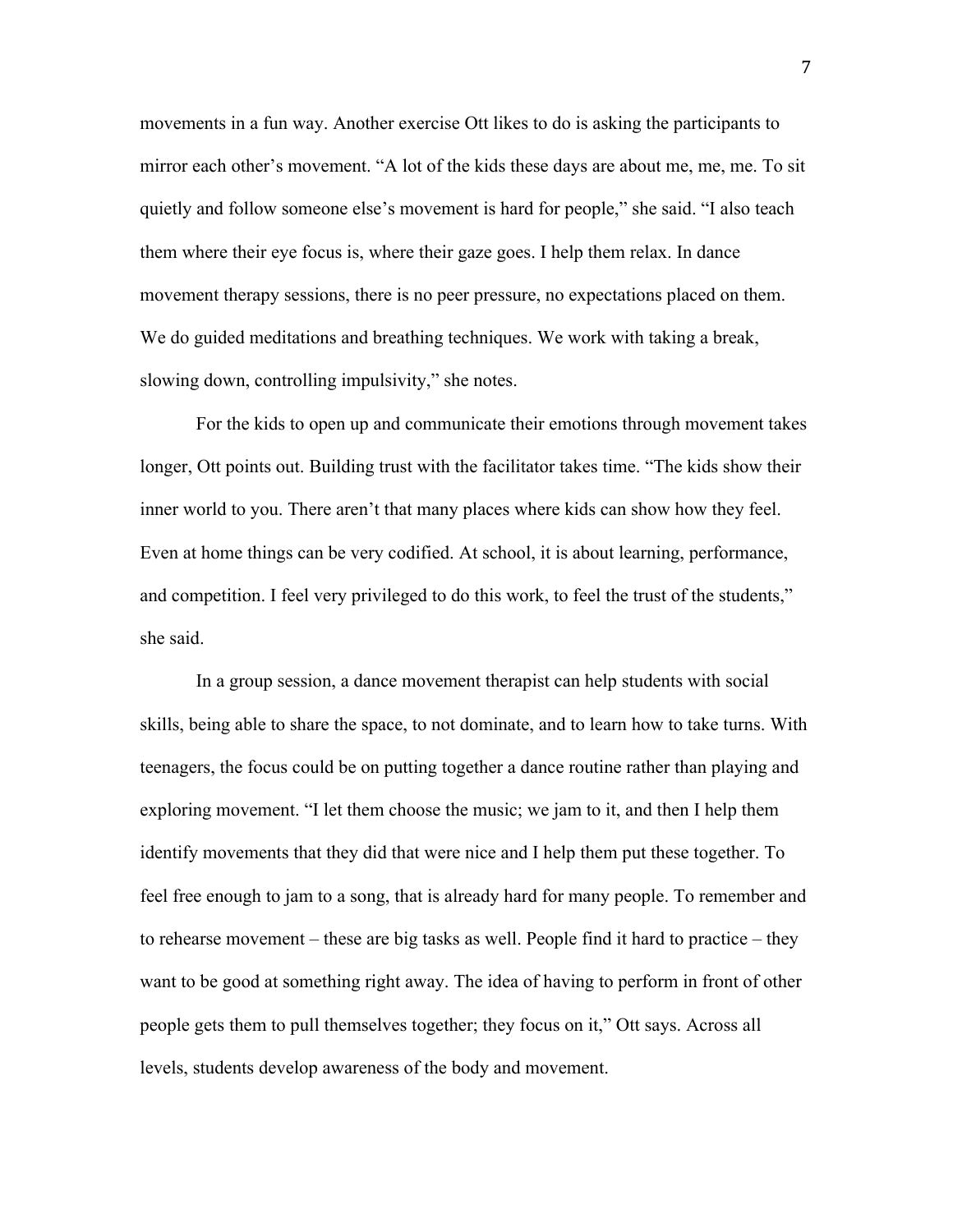movements in a fun way. Another exercise Ott likes to do is asking the participants to mirror each other's movement. "A lot of the kids these days are about me, me, me. To sit quietly and follow someone else's movement is hard for people," she said. "I also teach them where their eye focus is, where their gaze goes. I help them relax. In dance movement therapy sessions, there is no peer pressure, no expectations placed on them. We do guided meditations and breathing techniques. We work with taking a break, slowing down, controlling impulsivity," she notes.

For the kids to open up and communicate their emotions through movement takes longer, Ott points out. Building trust with the facilitator takes time. "The kids show their inner world to you. There aren't that many places where kids can show how they feel. Even at home things can be very codified. At school, it is about learning, performance, and competition. I feel very privileged to do this work, to feel the trust of the students," she said.

In a group session, a dance movement therapist can help students with social skills, being able to share the space, to not dominate, and to learn how to take turns. With teenagers, the focus could be on putting together a dance routine rather than playing and exploring movement. "I let them choose the music; we jam to it, and then I help them identify movements that they did that were nice and I help them put these together. To feel free enough to jam to a song, that is already hard for many people. To remember and to rehearse movement – these are big tasks as well. People find it hard to practice – they want to be good at something right away. The idea of having to perform in front of other people gets them to pull themselves together; they focus on it," Ott says. Across all levels, students develop awareness of the body and movement.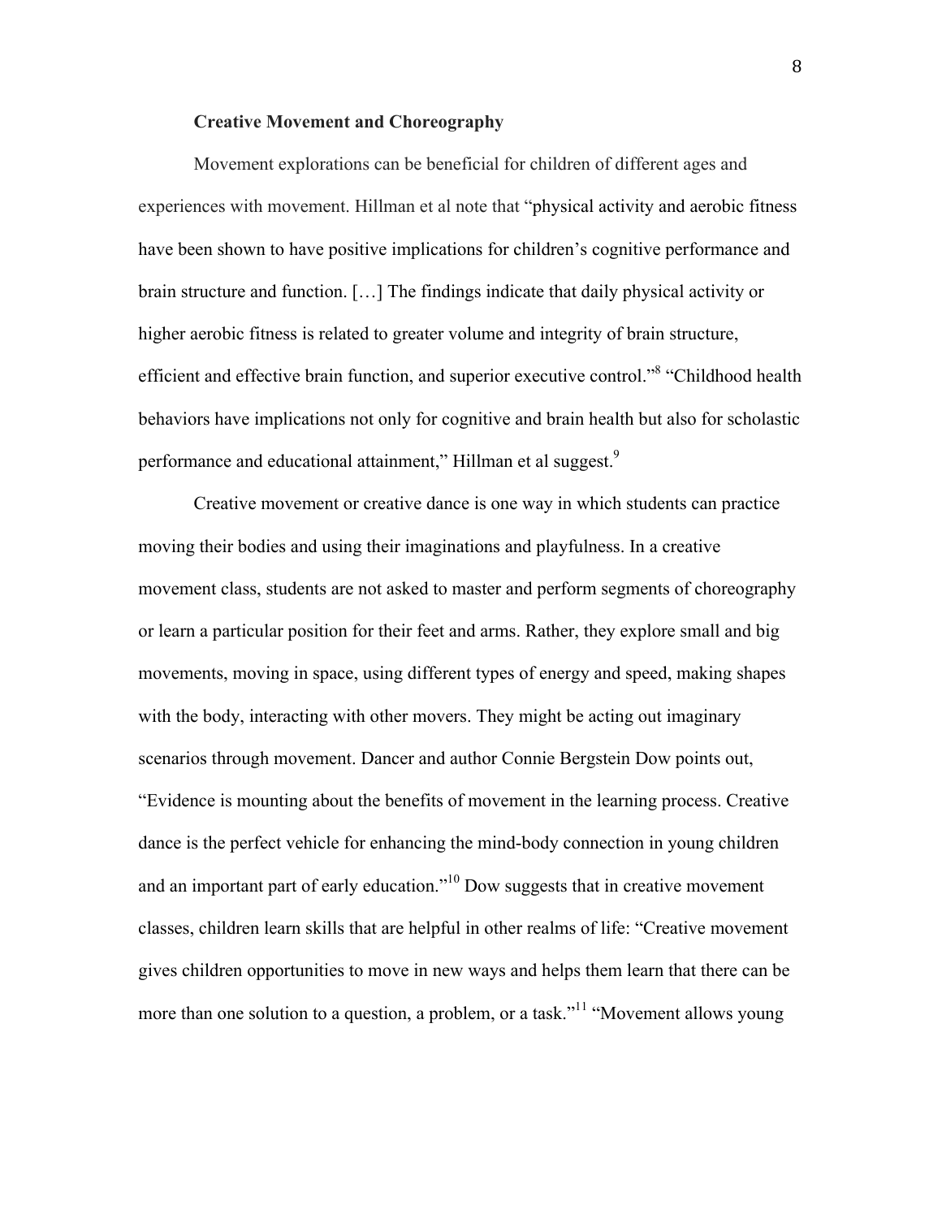**Creative Movement and Choreography**

Movement explorations can be beneficial for children of different ages and experiences with movement. Hillman et al note that "physical activity and aerobic fitness have been shown to have positive implications for children's cognitive performance and brain structure and function. […] The findings indicate that daily physical activity or higher aerobic fitness is related to greater volume and integrity of brain structure, efficient and effective brain function, and superior executive control."[8] "Childhood health behaviors have implications not only for cognitive and brain health but also for scholastic performance and educational attainment," Hillman et al suggest.[9]

Creative movement or creative dance is one way in which students can practice moving their bodies and using their imaginations and playfulness. In a creative movement class, students are not asked to master and perform segments of choreography or learn a particular position for their feet and arms. Rather, they explore small and big movements, moving in space, using different types of energy and speed, making shapes with the body, interacting with other movers. They might be acting out imaginary scenarios through movement. Dancer and author Connie Bergstein Dow points out, "Evidence is mounting about the benefits of movement in the learning process. Creative dance is the perfect vehicle for enhancing the mind-body connection in young children and an important part of early education."[10] Dow suggests that in creative movement classes, children learn skills that are helpful in other realms of life: "Creative movement gives children opportunities to move in new ways and helps them learn that there can be more than one solution to a question, a problem, or a task."[11] "Movement allows young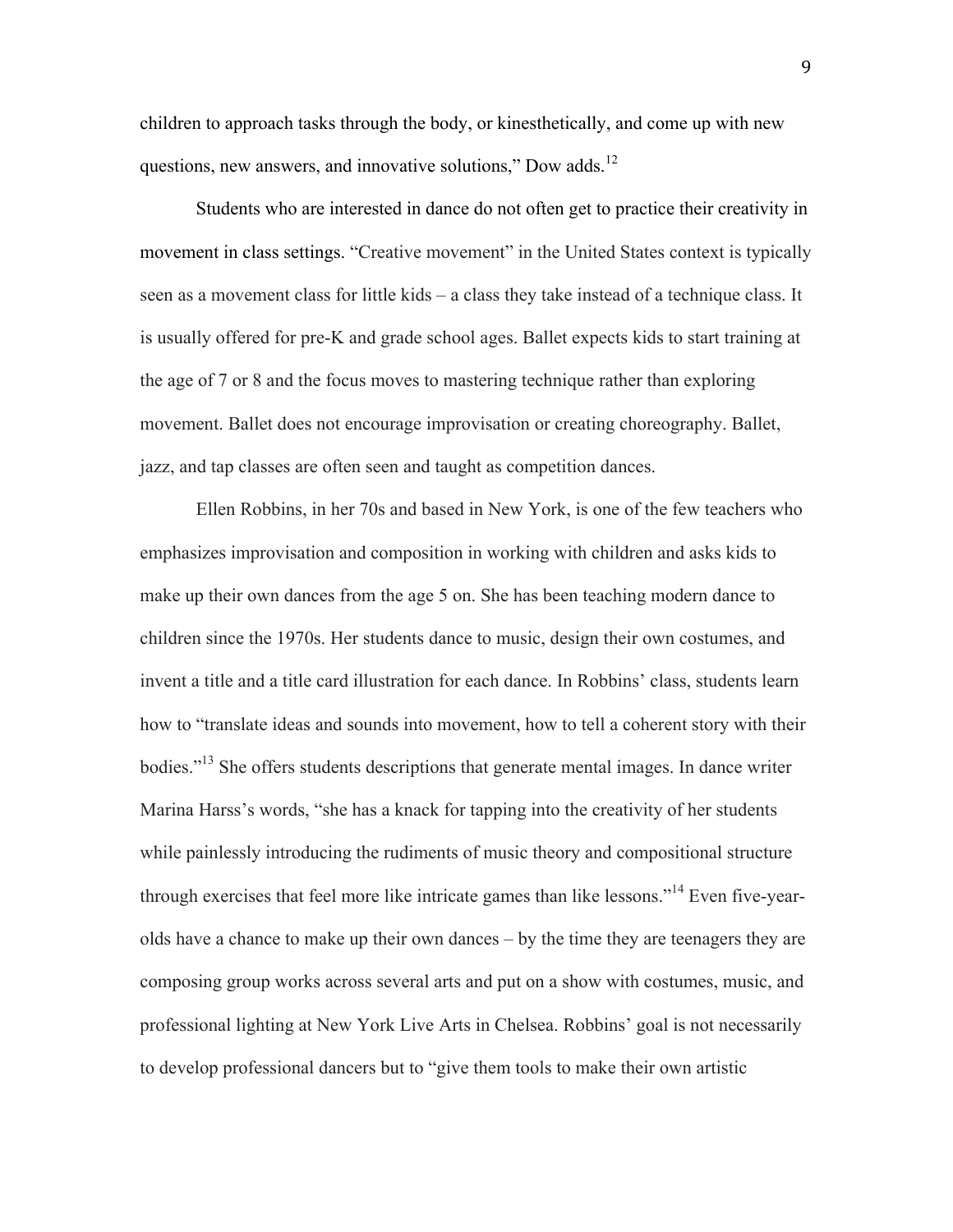children to approach tasks through the body, or kinesthetically, and come up with new questions, new answers, and innovative solutions," Dow adds.[12]

Students who are interested in dance do not often get to practice their creativity in movement in class settings. "Creative movement" in the United States context is typically seen as a movement class for little kids – a class they take instead of a technique class. It is usually offered for pre-K and grade school ages. Ballet expects kids to start training at the age of 7 or 8 and the focus moves to mastering technique rather than exploring movement. Ballet does not encourage improvisation or creating choreography. Ballet, jazz, and tap classes are often seen and taught as competition dances.

Ellen Robbins, in her 70s and based in New York, is one of the few teachers who emphasizes improvisation and composition in working with children and asks kids to make up their own dances from the age 5 on. She has been teaching modern dance to children since the 1970s. Her students dance to music, design their own costumes, and invent a title and a title card illustration for each dance. In Robbins' class, students learn how to "translate ideas and sounds into movement, how to tell a coherent story with their bodies."[13] She offers students descriptions that generate mental images. In dance writer Marina Harss's words, "she has a knack for tapping into the creativity of her students while painlessly introducing the rudiments of music theory and compositional structure through exercises that feel more like intricate games than like lessons."[14] Even five-year-olds have a chance to make up their own dances – by the time they are teenagers they are composing group works across several arts and put on a show with costumes, music, and professional lighting at New York Live Arts in Chelsea. Robbins' goal is not necessarily to develop professional dancers but to "give them tools to make their own artistic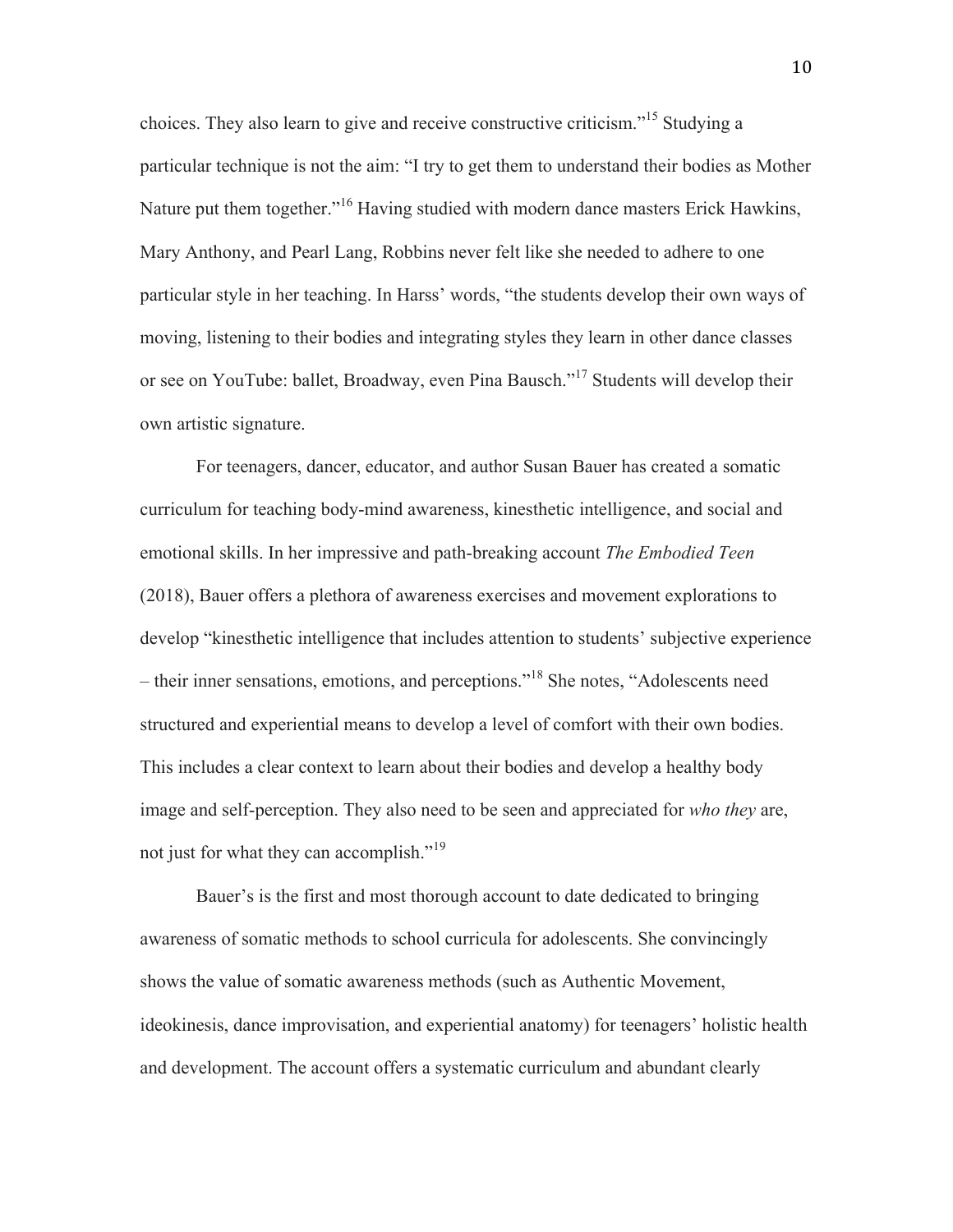choices. They also learn to give and receive constructive criticism."[15] Studying a particular technique is not the aim: "I try to get them to understand their bodies as Mother Nature put them together."[16] Having studied with modern dance masters Erick Hawkins, Mary Anthony, and Pearl Lang, Robbins never felt like she needed to adhere to one particular style in her teaching. In Harss' words, "the students develop their own ways of moving, listening to their bodies and integrating styles they learn in other dance classes or see on YouTube: ballet, Broadway, even Pina Bausch."[17] Students will develop their own artistic signature.

For teenagers, dancer, educator, and author Susan Bauer has created a somatic curriculum for teaching body-mind awareness, kinesthetic intelligence, and social and emotional skills. In her impressive and path-breaking account *The Embodied Teen* (2018), Bauer offers a plethora of awareness exercises and movement explorations to develop "kinesthetic intelligence that includes attention to students' subjective experience – their inner sensations, emotions, and perceptions."[18] She notes, "Adolescents need structured and experiential means to develop a level of comfort with their own bodies. This includes a clear context to learn about their bodies and develop a healthy body image and self-perception. They also need to be seen and appreciated for *who they* are, not just for what they can accomplish."[19]

Bauer's is the first and most thorough account to date dedicated to bringing awareness of somatic methods to school curricula for adolescents. She convincingly shows the value of somatic awareness methods (such as Authentic Movement, ideokinesis, dance improvisation, and experiential anatomy) for teenagers' holistic health and development. The account offers a systematic curriculum and abundant clearly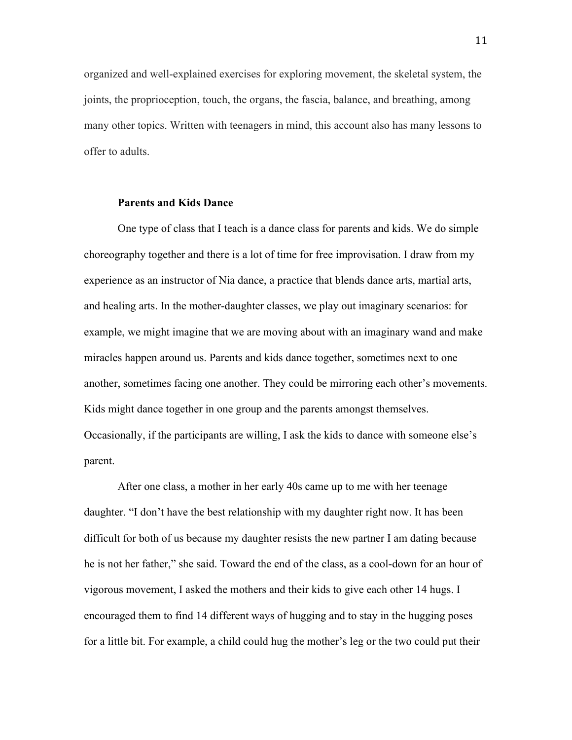organized and well-explained exercises for exploring movement, the skeletal system, the joints, the proprioception, touch, the organs, the fascia, balance, and breathing, among many other topics. Written with teenagers in mind, this account also has many lessons to offer to adults.

**Parents and Kids Dance**

One type of class that I teach is a dance class for parents and kids. We do simple choreography together and there is a lot of time for free improvisation. I draw from my experience as an instructor of Nia dance, a practice that blends dance arts, martial arts, and healing arts. In the mother-daughter classes, we play out imaginary scenarios: for example, we might imagine that we are moving about with an imaginary wand and make miracles happen around us. Parents and kids dance together, sometimes next to one another, sometimes facing one another. They could be mirroring each other's movements. Kids might dance together in one group and the parents amongst themselves. Occasionally, if the participants are willing, I ask the kids to dance with someone else's parent.

After one class, a mother in her early 40s came up to me with her teenage daughter. "I don't have the best relationship with my daughter right now. It has been difficult for both of us because my daughter resists the new partner I am dating because he is not her father," she said. Toward the end of the class, as a cool-down for an hour of vigorous movement, I asked the mothers and their kids to give each other 14 hugs. I encouraged them to find 14 different ways of hugging and to stay in the hugging poses for a little bit. For example, a child could hug the mother's leg or the two could put their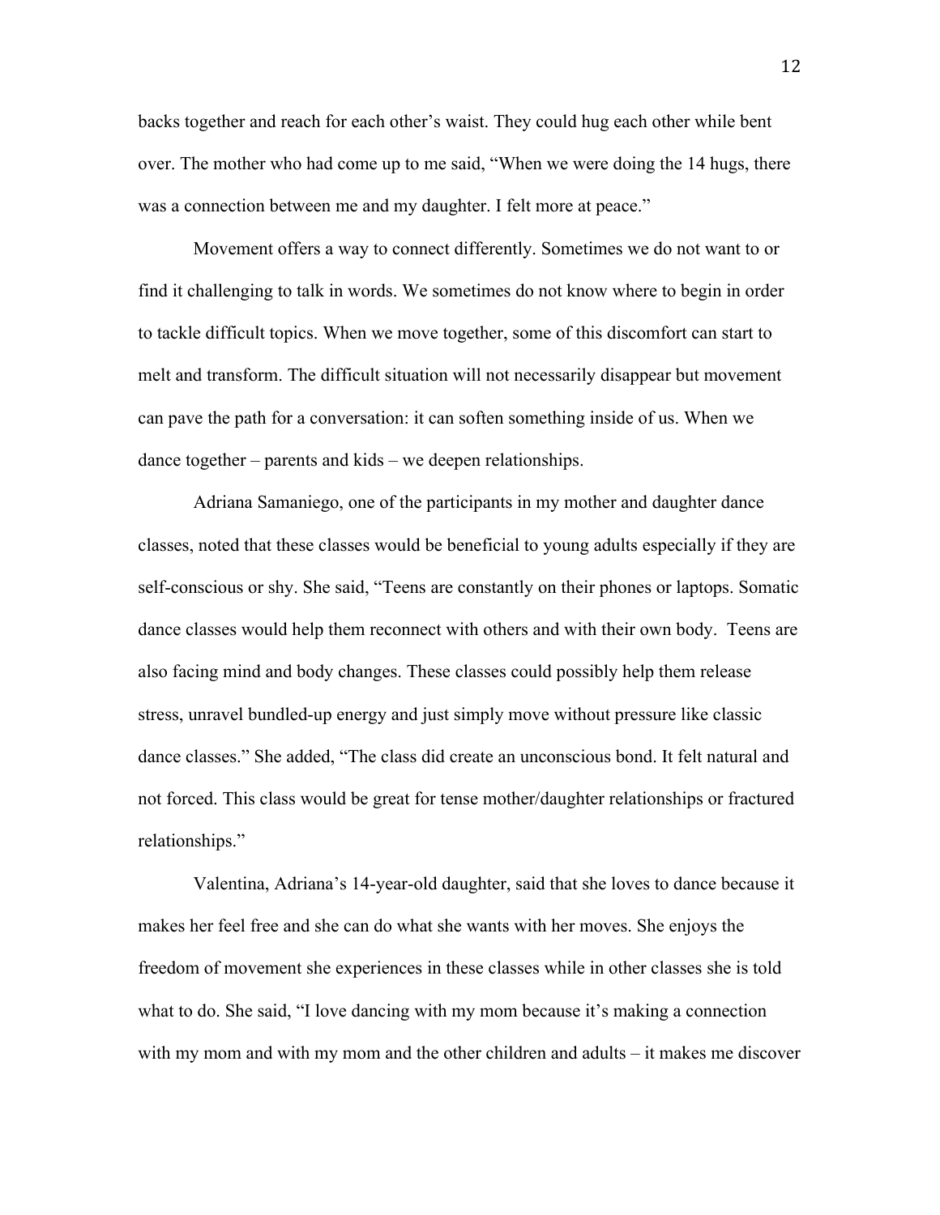backs together and reach for each other's waist. They could hug each other while bent over. The mother who had come up to me said, "When we were doing the 14 hugs, there was a connection between me and my daughter. I felt more at peace."

Movement offers a way to connect differently. Sometimes we do not want to or find it challenging to talk in words. We sometimes do not know where to begin in order to tackle difficult topics. When we move together, some of this discomfort can start to melt and transform. The difficult situation will not necessarily disappear but movement can pave the path for a conversation: it can soften something inside of us. When we dance together – parents and kids – we deepen relationships.

Adriana Samaniego, one of the participants in my mother and daughter dance classes, noted that these classes would be beneficial to young adults especially if they are self-conscious or shy. She said, "Teens are constantly on their phones or laptops. Somatic dance classes would help them reconnect with others and with their own body. Teens are also facing mind and body changes. These classes could possibly help them release stress, unravel bundled-up energy and just simply move without pressure like classic dance classes." She added, "The class did create an unconscious bond. It felt natural and not forced. This class would be great for tense mother/daughter relationships or fractured relationships."

Valentina, Adriana's 14-year-old daughter, said that she loves to dance because it makes her feel free and she can do what she wants with her moves. She enjoys the freedom of movement she experiences in these classes while in other classes she is told what to do. She said, "I love dancing with my mom because it's making a connection with my mom and with my mom and the other children and adults – it makes me discover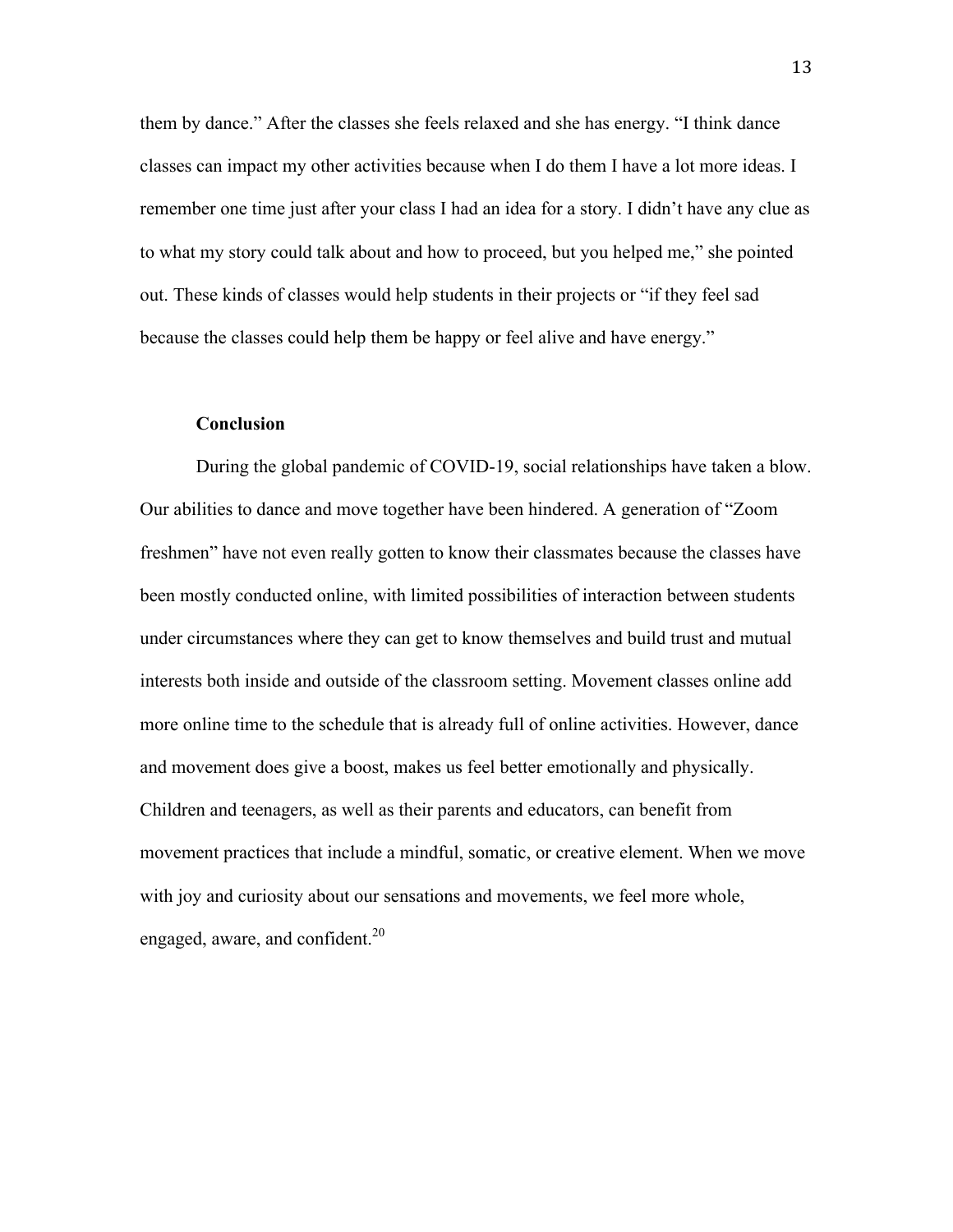them by dance." After the classes she feels relaxed and she has energy. "I think dance classes can impact my other activities because when I do them I have a lot more ideas. I remember one time just after your class I had an idea for a story. I didn't have any clue as to what my story could talk about and how to proceed, but you helped me," she pointed out. These kinds of classes would help students in their projects or "if they feel sad because the classes could help them be happy or feel alive and have energy."

## Conclusion

During the global pandemic of COVID-19, social relationships have taken a blow. Our abilities to dance and move together have been hindered. A generation of "Zoom freshmen" have not even really gotten to know their classmates because the classes have been mostly conducted online, with limited possibilities of interaction between students under circumstances where they can get to know themselves and build trust and mutual interests both inside and outside of the classroom setting. Movement classes online add more online time to the schedule that is already full of online activities. However, dance and movement does give a boost, makes us feel better emotionally and physically. Children and teenagers, as well as their parents and educators, can benefit from movement practices that include a mindful, somatic, or creative element. When we move with joy and curiosity about our sensations and movements, we feel more whole, engaged, aware, and confident.[20]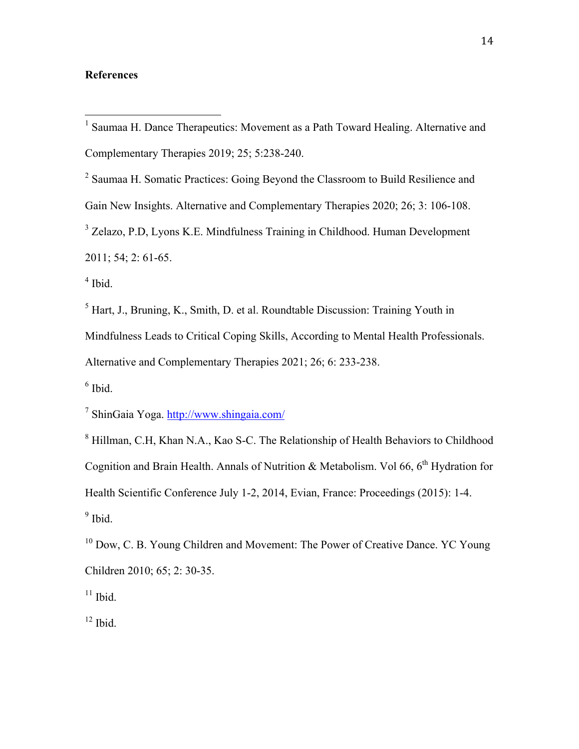**References**

[1] Saumaa H. Dance Therapeutics: Movement as a Path Toward Healing. Alternative and Complementary Therapies 2019; 25; 5:238-240.

[2] Saumaa H. Somatic Practices: Going Beyond the Classroom to Build Resilience and Gain New Insights. Alternative and Complementary Therapies 2020; 26; 3: 106-108.

[3] Zelazo, P.D, Lyons K.E. Mindfulness Training in Childhood. Human Development 2011; 54; 2: 61-65.

[4] Ibid.

[5] Hart, J., Bruning, K., Smith, D. et al. Roundtable Discussion: Training Youth in Mindfulness Leads to Critical Coping Skills, According to Mental Health Professionals. Alternative and Complementary Therapies 2021; 26; 6: 233-238.

[6] Ibid.

[7] ShinGaia Yoga. http://www.shingaia.com/

[8] Hillman, C.H, Khan N.A., Kao S-C. The Relationship of Health Behaviors to Childhood Cognition and Brain Health. Annals of Nutrition & Metabolism. Vol 66, 6th Hydration for Health Scientific Conference July 1-2, 2014, Evian, France: Proceedings (2015): 1-4.

[9] Ibid.

[10] Dow, C. B. Young Children and Movement: The Power of Creative Dance. YC Young Children 2010; 65; 2: 30-35.

[11] Ibid.

[12] Ibid.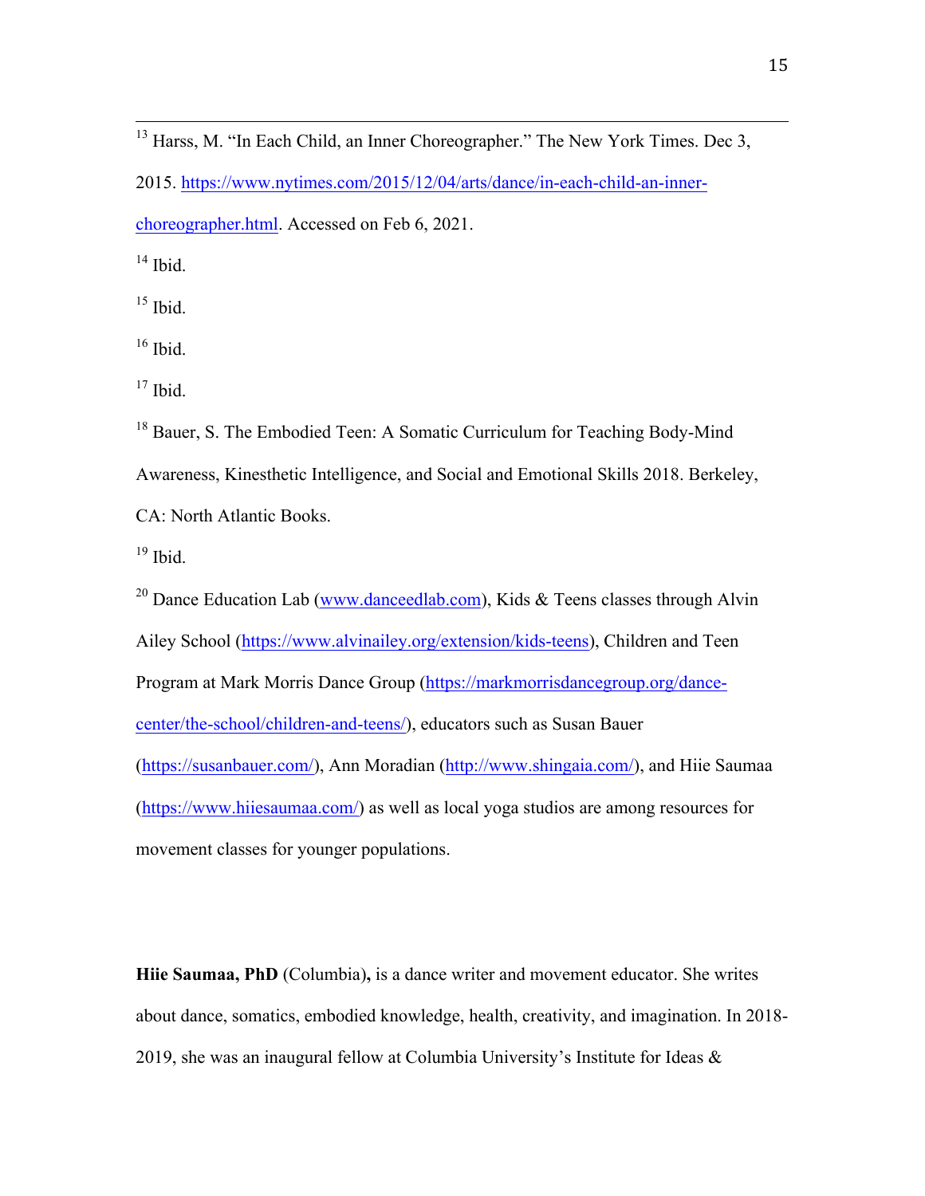[13] Harss, M. "In Each Child, an Inner Choreographer." The New York Times. Dec 3, 2015. https://www.nytimes.com/2015/12/04/arts/dance/in-each-child-an-inner-choreographer.html. Accessed on Feb 6, 2021.

[14] Ibid.

[15] Ibid.

[16] Ibid.

[17] Ibid.

[18] Bauer, S. The Embodied Teen: A Somatic Curriculum for Teaching Body-Mind Awareness, Kinesthetic Intelligence, and Social and Emotional Skills 2018. Berkeley, CA: North Atlantic Books.

[19] Ibid.

[20] Dance Education Lab (www.danceedlab.com), Kids & Teens classes through Alvin Ailey School (https://www.alvinailey.org/extension/kids-teens), Children and Teen Program at Mark Morris Dance Group (https://markmorrisdancegroup.org/dance-center/the-school/children-and-teens/), educators such as Susan Bauer (https://susanbauer.com/), Ann Moradian (http://www.shingaia.com/), and Hiie Saumaa (https://www.hiiesaumaa.com/) as well as local yoga studios are among resources for movement classes for younger populations.

**Hiie Saumaa, PhD** (Columbia)**,** is a dance writer and movement educator. She writes about dance, somatics, embodied knowledge, health, creativity, and imagination. In 2018-2019, she was an inaugural fellow at Columbia University's Institute for Ideas &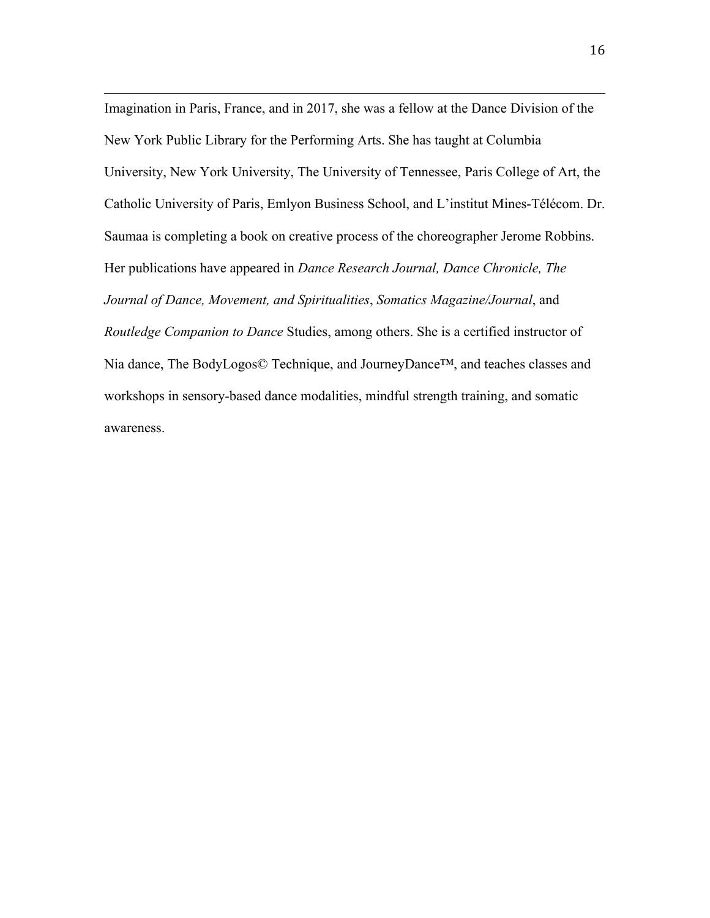Imagination in Paris, France, and in 2017, she was a fellow at the Dance Division of the New York Public Library for the Performing Arts. She has taught at Columbia University, New York University, The University of Tennessee, Paris College of Art, the Catholic University of Paris, Emlyon Business School, and L'institut Mines-Télécom. Dr. Saumaa is completing a book on creative process of the choreographer Jerome Robbins. Her publications have appeared in *Dance Research Journal, Dance Chronicle, The Journal of Dance, Movement, and Spiritualities*, *Somatics Magazine/Journal*, and *Routledge Companion to Dance* Studies, among others. She is a certified instructor of Nia dance, The BodyLogos© Technique, and JourneyDance™, and teaches classes and workshops in sensory-based dance modalities, mindful strength training, and somatic awareness.